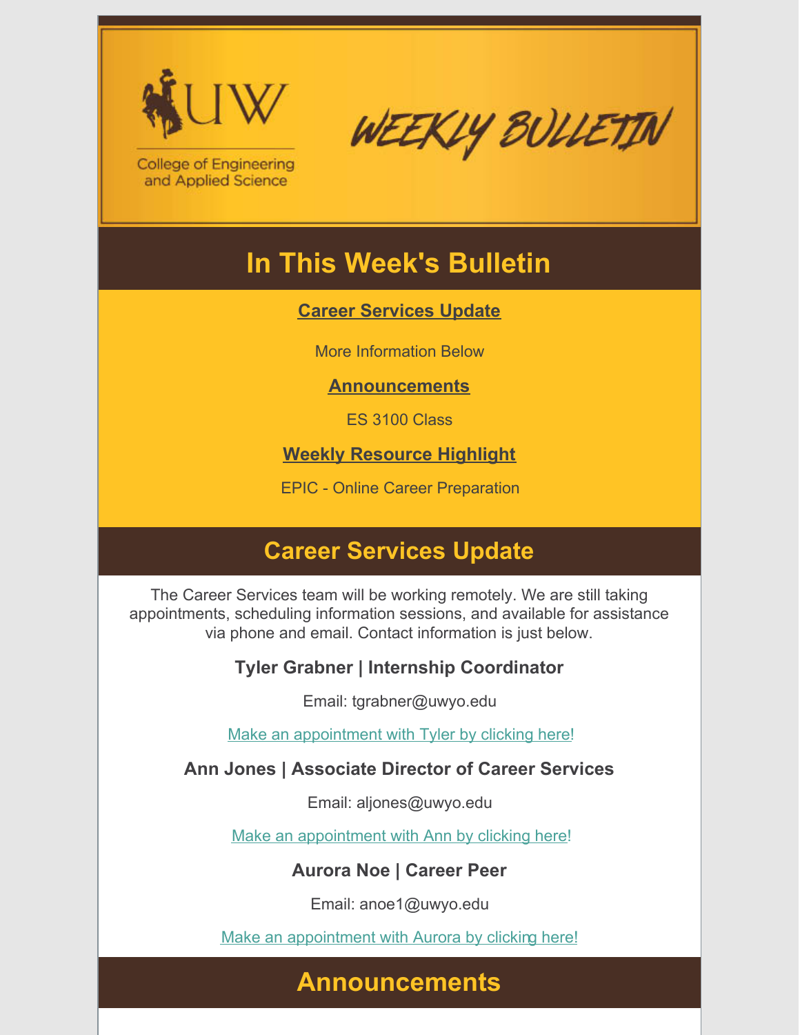UW College of Engineering and Applied Science

# WEEKLY BULLETIN

## In This Week's Bulletin

**Career Services Update**

More Information Below

**Announcements**

ES 3100 Class

**Weekly Resource Highlight**

EPIC - Online Career Preparation

## Career Services Update

The Career Services team will be working remotely. We are still taking appointments, scheduling information sessions, and available for assistance via phone and email. Contact information is just below.

**Tyler Grabner | Internship Coordinator**

Email: tgrabner@uwyo.edu

Make an appointment with Tyler by clicking here!

**Ann Jones | Associate Director of Career Services**

Email: aljones@uwyo.edu

Make an appointment with Ann by clicking here!

**Aurora Noe | Career Peer**

Email: anoe1@uwyo.edu

Make an appointment with Aurora by clicking here!

## Announcements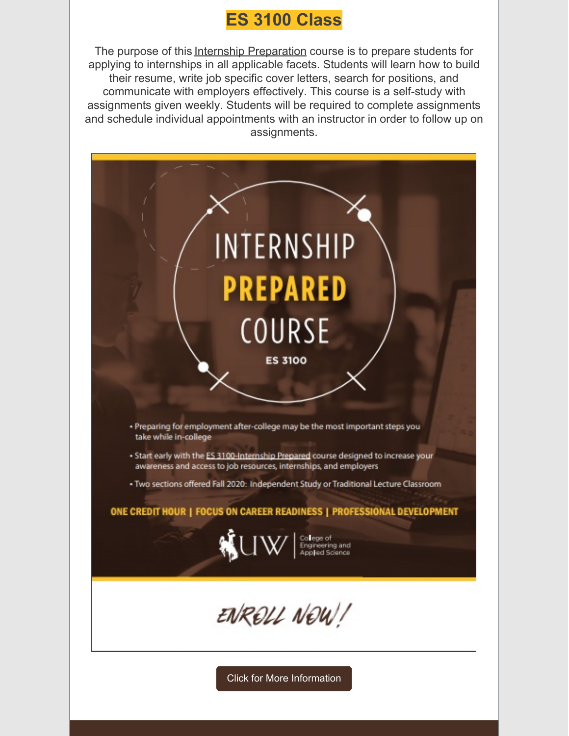# ES 3100 Class

The purpose of this Internship Preparation course is to prepare students for applying to internships in all applicable facets. Students will learn how to build their resume, write job specific cover letters, search for positions, and communicate with employers effectively. This course is a self-study with assignments given weekly. Students will be required to complete assignments and schedule individual appointments with an instructor in order to follow up on assignments.

INTERNSHIP **PREPARED** COURSE

ES 3100

- Preparing for employment after-college may be the most important steps you take while in-college
- Start early with the ES 3100-Internship Prepared course designed to increase your awareness and access to job resources, internships, and employers
- Two sections offered Fall 2020: Independent Study or Traditional Lecture Classroom

**ONE CREDIT HOUR | FOCUS ON CAREER READINESS | PROFESSIONAL DEVELOPMENT**

UW | College of Engineering and Applied Science

ENROLL NOW!

Click for More Information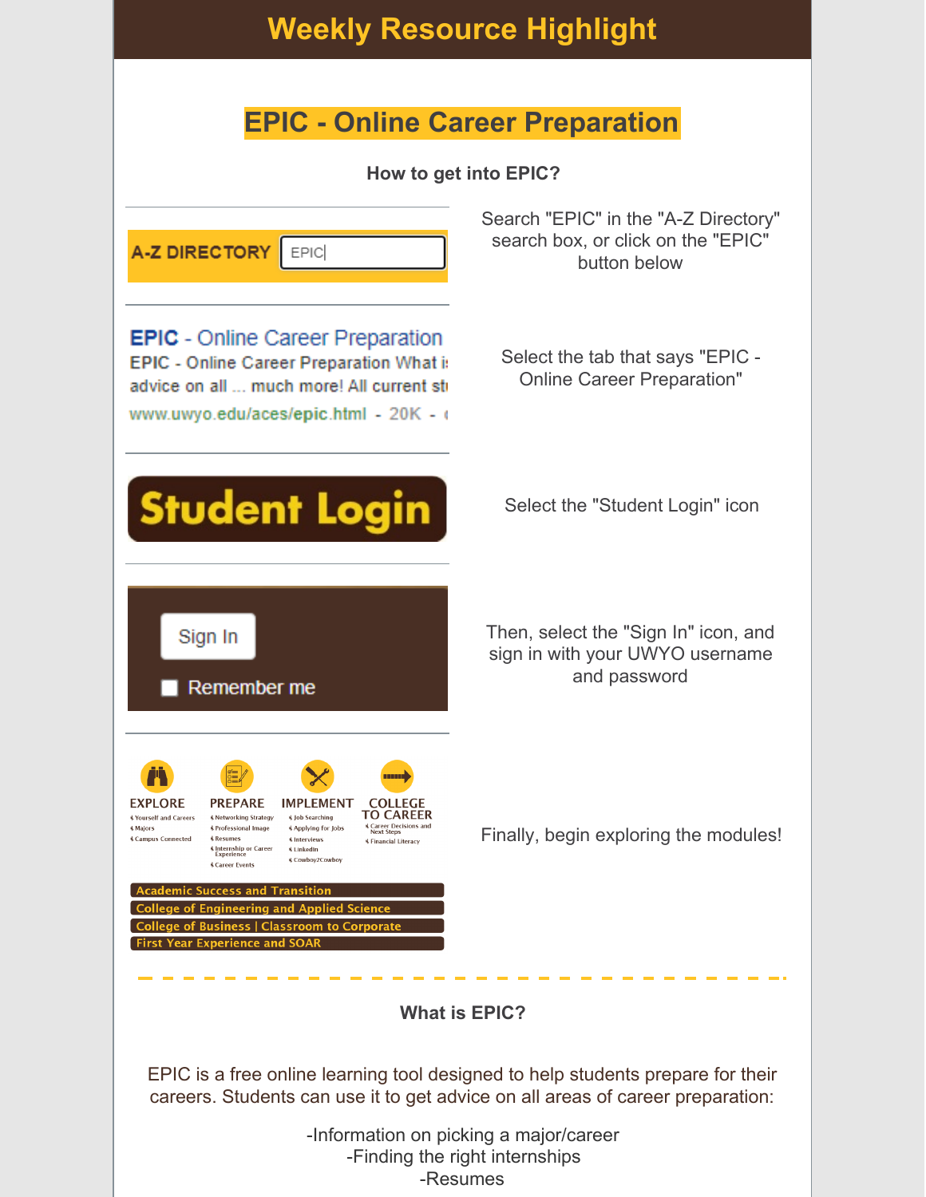# Weekly Resource Highlight

## EPIC - Online Career Preparation

### How to get into EPIC?

A-Z DIRECTORY EPIC

Search "EPIC" in the "A-Z Directory" search box, or click on the "EPIC" button below

EPIC - Online Career Preparation
EPIC - Online Career Preparation What i
advice on all ... much more! All current st
www.uwyo.edu/aces/epic.html - 20K -

Select the tab that says "EPIC - Online Career Preparation"

Student Login

Select the "Student Login" icon

Sign In
Remember me

Then, select the "Sign In" icon, and sign in with your UWYO username and password

EXPLORE
- Yourself and Careers
- Majors
- Campus Connected

PREPARE
- Networking Strategy
- Professional Image
- Resumes
- Internship or Career Experience
- Career Events

IMPLEMENT
- Job Searching
- Applying for Jobs
- Interviews
- LinkedIn
- Cowboy2Cowboy

COLLEGE TO CAREER
- Career Decisions and Next Steps
- Financial Literacy

Academic Success and Transition
College of Engineering and Applied Science
College of Business | Classroom to Corporate
First Year Experience and SOAR

Finally, begin exploring the modules!

### What is EPIC?

EPIC is a free online learning tool designed to help students prepare for their careers. Students can use it to get advice on all areas of career preparation:

-Information on picking a major/career
-Finding the right internships
-Resumes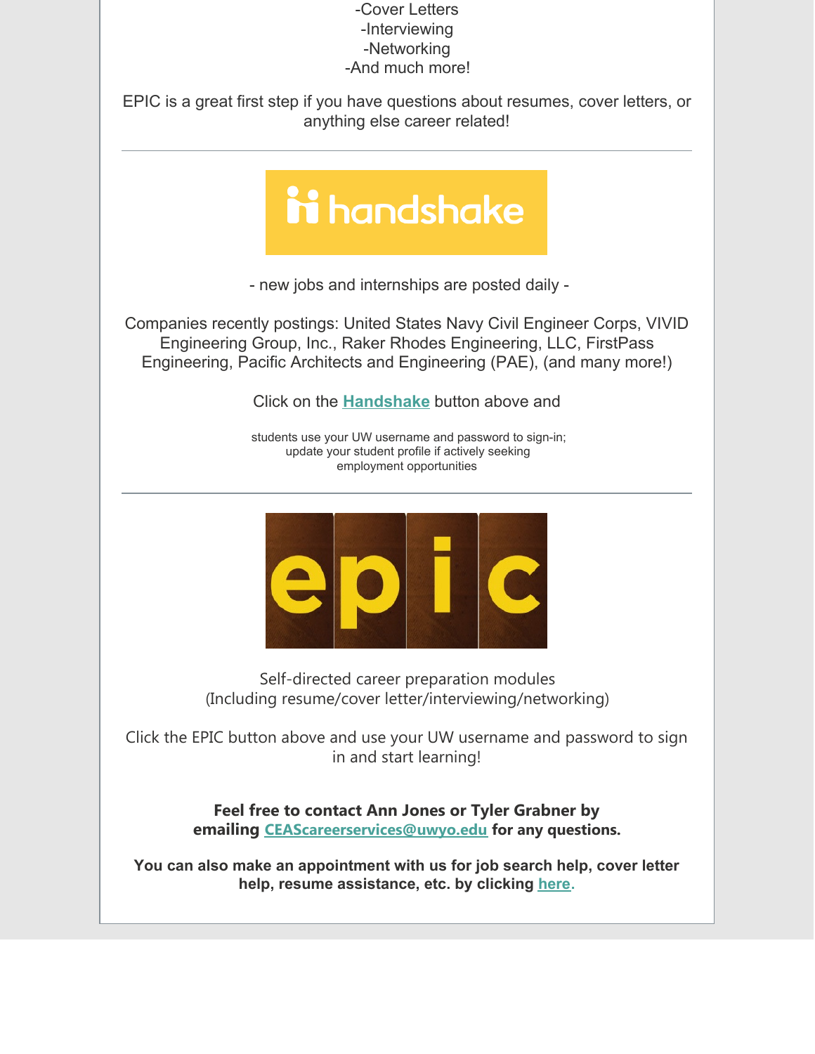-Cover Letters
-Interviewing
-Networking
-And much more!

EPIC is a great first step if you have questions about resumes, cover letters, or anything else career related!

---

handshake

- new jobs and internships are posted daily -

Companies recently postings: United States Navy Civil Engineer Corps, VIVID Engineering Group, Inc., Raker Rhodes Engineering, LLC, FirstPass Engineering, Pacific Architects and Engineering (PAE), (and many more!)

Click on the **Handshake** button above and

students use your UW username and password to sign-in;
update your student profile if actively seeking
employment opportunities

---

epic

Self-directed career preparation modules
(Including resume/cover letter/interviewing/networking)

Click the EPIC button above and use your UW username and password to sign in and start learning!

**Feel free to contact Ann Jones or Tyler Grabner by emailing CEAScareerservices@uwyo.edu for any questions.**

**You can also make an appointment with us for job search help, cover letter help, resume assistance, etc. by clicking here.**